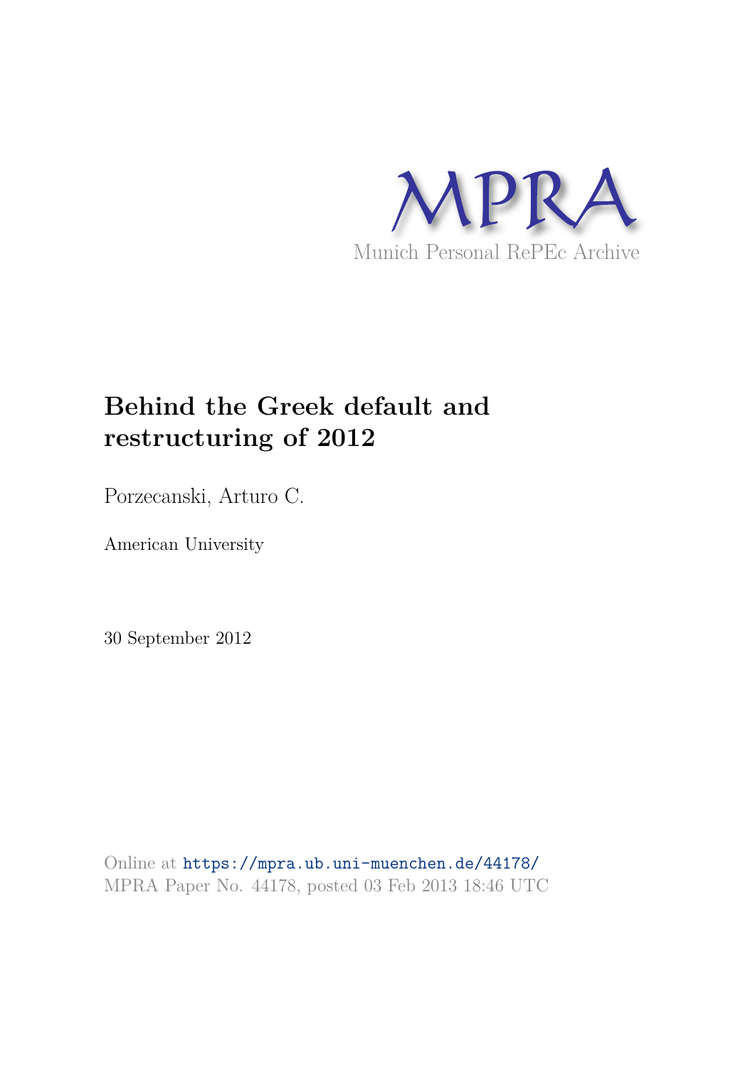MPRA

Munich Personal RePEc Archive

# Behind the Greek default and restructuring of 2012

Porzecanski, Arturo C.

American University

30 September 2012

Online at https://mpra.ub.uni-muenchen.de/44178/
MPRA Paper No. 44178, posted 03 Feb 2013 18:46 UTC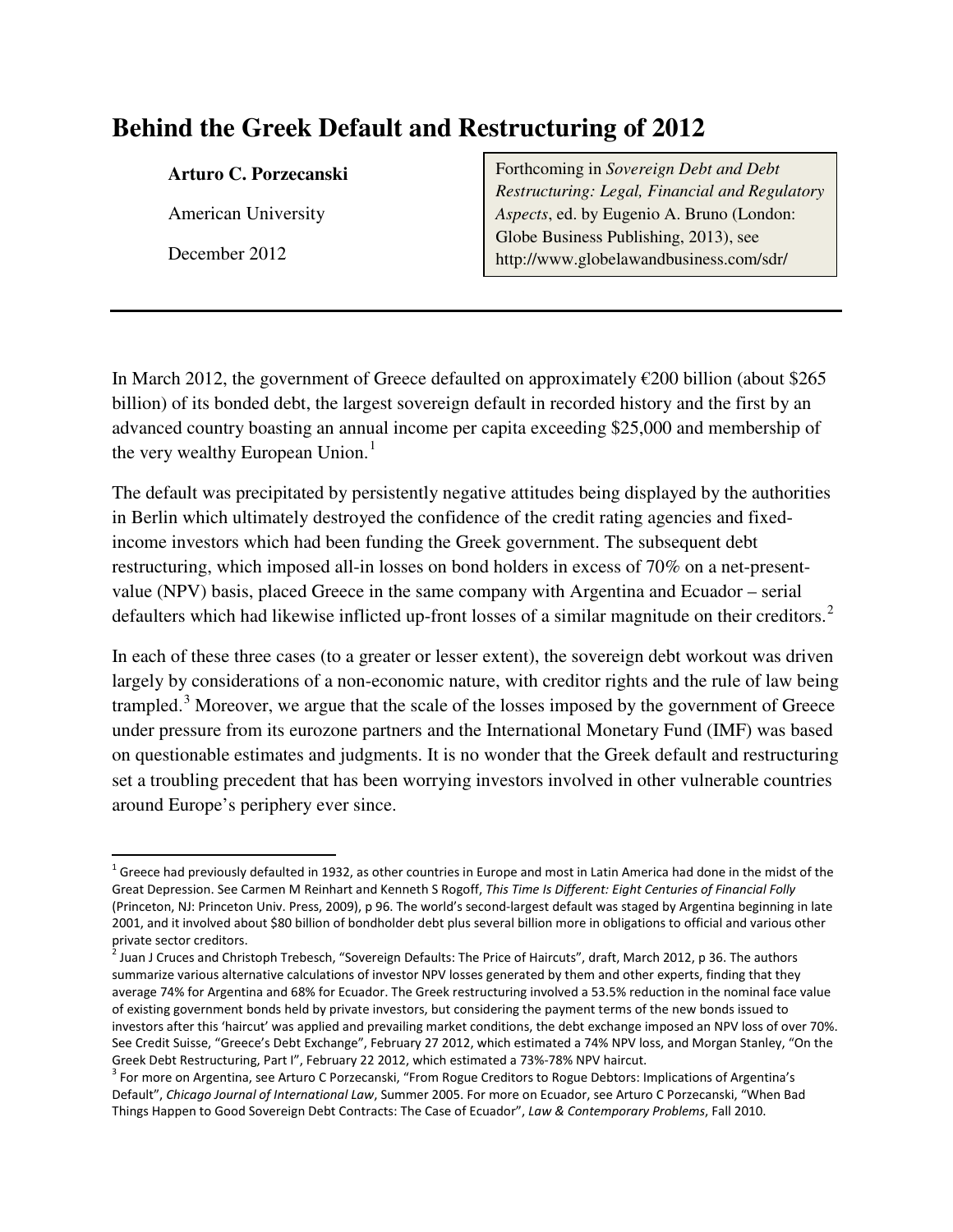# Behind the Greek Default and Restructuring of 2012

**Arturo C. Porzecanski**

American University

December 2012

Forthcoming in *Sovereign Debt and Debt Restructuring: Legal, Financial and Regulatory Aspects*, ed. by Eugenio A. Bruno (London: Globe Business Publishing, 2013), see http://www.globelawandbusiness.com/sdr/

---

In March 2012, the government of Greece defaulted on approximately €200 billion (about $265 billion) of its bonded debt, the largest sovereign default in recorded history and the first by an advanced country boasting an annual income per capita exceeding $25,000 and membership of the very wealthy European Union.[1]

The default was precipitated by persistently negative attitudes being displayed by the authorities in Berlin which ultimately destroyed the confidence of the credit rating agencies and fixed-income investors which had been funding the Greek government. The subsequent debt restructuring, which imposed all-in losses on bond holders in excess of 70% on a net-present-value (NPV) basis, placed Greece in the same company with Argentina and Ecuador – serial defaulters which had likewise inflicted up-front losses of a similar magnitude on their creditors.[2]

In each of these three cases (to a greater or lesser extent), the sovereign debt workout was driven largely by considerations of a non-economic nature, with creditor rights and the rule of law being trampled.[3] Moreover, we argue that the scale of the losses imposed by the government of Greece under pressure from its eurozone partners and the International Monetary Fund (IMF) was based on questionable estimates and judgments. It is no wonder that the Greek default and restructuring set a troubling precedent that has been worrying investors involved in other vulnerable countries around Europe's periphery ever since.

---

[1] Greece had previously defaulted in 1932, as other countries in Europe and most in Latin America had done in the midst of the Great Depression. See Carmen M Reinhart and Kenneth S Rogoff, *This Time Is Different: Eight Centuries of Financial Folly* (Princeton, NJ: Princeton Univ. Press, 2009), p 96. The world's second-largest default was staged by Argentina beginning in late 2001, and it involved about $80 billion of bondholder debt plus several billion more in obligations to official and various other private sector creditors.

[2] Juan J Cruces and Christoph Trebesch, "Sovereign Defaults: The Price of Haircuts", draft, March 2012, p 36. The authors summarize various alternative calculations of investor NPV losses generated by them and other experts, finding that they average 74% for Argentina and 68% for Ecuador. The Greek restructuring involved a 53.5% reduction in the nominal face value of existing government bonds held by private investors, but considering the payment terms of the new bonds issued to investors after this 'haircut' was applied and prevailing market conditions, the debt exchange imposed an NPV loss of over 70%. See Credit Suisse, "Greece's Debt Exchange", February 27 2012, which estimated a 74% NPV loss, and Morgan Stanley, "On the Greek Debt Restructuring, Part I", February 22 2012, which estimated a 73%-78% NPV haircut.

[3] For more on Argentina, see Arturo C Porzecanski, "From Rogue Creditors to Rogue Debtors: Implications of Argentina's Default", *Chicago Journal of International Law*, Summer 2005. For more on Ecuador, see Arturo C Porzecanski, "When Bad Things Happen to Good Sovereign Debt Contracts: The Case of Ecuador", *Law & Contemporary Problems*, Fall 2010.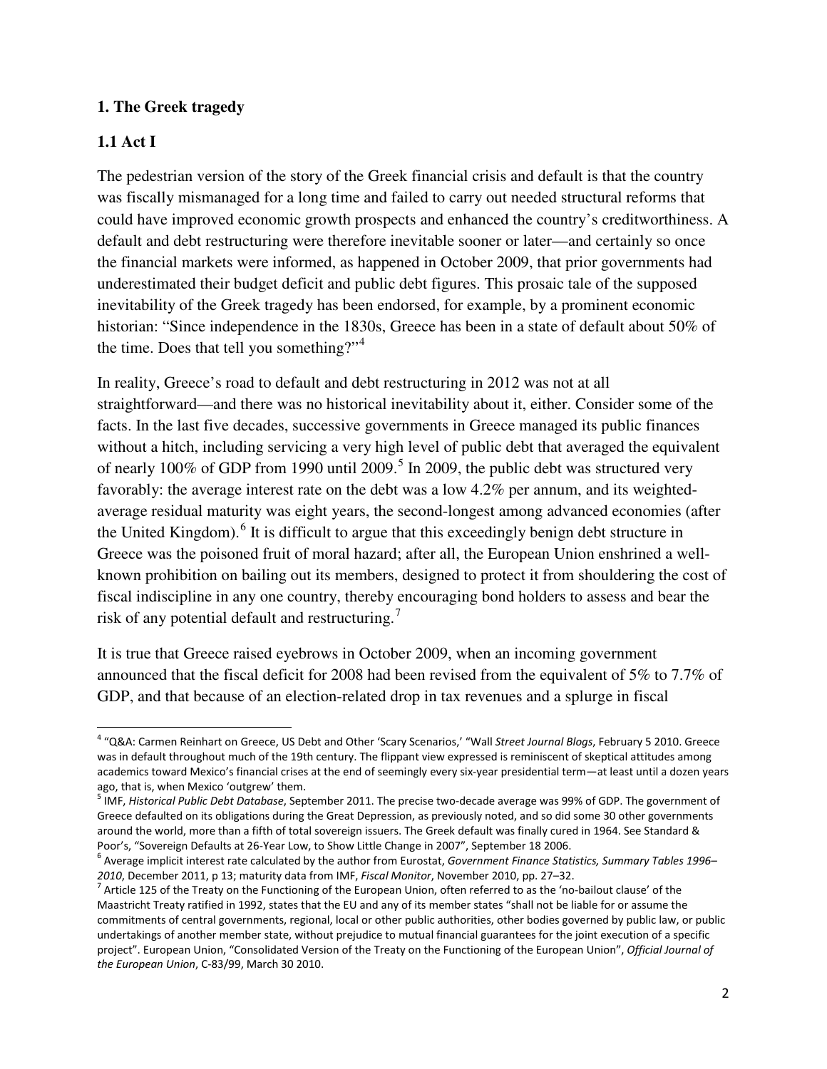## 1. The Greek tragedy

### 1.1 Act I

The pedestrian version of the story of the Greek financial crisis and default is that the country was fiscally mismanaged for a long time and failed to carry out needed structural reforms that could have improved economic growth prospects and enhanced the country's creditworthiness. A default and debt restructuring were therefore inevitable sooner or later—and certainly so once the financial markets were informed, as happened in October 2009, that prior governments had underestimated their budget deficit and public debt figures. This prosaic tale of the supposed inevitability of the Greek tragedy has been endorsed, for example, by a prominent economic historian: "Since independence in the 1830s, Greece has been in a state of default about 50% of the time. Does that tell you something?"[4]

In reality, Greece's road to default and debt restructuring in 2012 was not at all straightforward—and there was no historical inevitability about it, either. Consider some of the facts. In the last five decades, successive governments in Greece managed its public finances without a hitch, including servicing a very high level of public debt that averaged the equivalent of nearly 100% of GDP from 1990 until 2009.[5] In 2009, the public debt was structured very favorably: the average interest rate on the debt was a low 4.2% per annum, and its weighted-average residual maturity was eight years, the second-longest among advanced economies (after the United Kingdom).[6] It is difficult to argue that this exceedingly benign debt structure in Greece was the poisoned fruit of moral hazard; after all, the European Union enshrined a well-known prohibition on bailing out its members, designed to protect it from shouldering the cost of fiscal indiscipline in any one country, thereby encouraging bond holders to assess and bear the risk of any potential default and restructuring.[7]

It is true that Greece raised eyebrows in October 2009, when an incoming government announced that the fiscal deficit for 2008 had been revised from the equivalent of 5% to 7.7% of GDP, and that because of an election-related drop in tax revenues and a splurge in fiscal

---

[4] "Q&A: Carmen Reinhart on Greece, US Debt and Other 'Scary Scenarios,' "Wall *Street Journal Blogs*, February 5 2010. Greece was in default throughout much of the 19th century. The flippant view expressed is reminiscent of skeptical attitudes among academics toward Mexico's financial crises at the end of seemingly every six-year presidential term—at least until a dozen years ago, that is, when Mexico 'outgrew' them.

[5] IMF, *Historical Public Debt Database*, September 2011. The precise two-decade average was 99% of GDP. The government of Greece defaulted on its obligations during the Great Depression, as previously noted, and so did some 30 other governments around the world, more than a fifth of total sovereign issuers. The Greek default was finally cured in 1964. See Standard & Poor's, "Sovereign Defaults at 26-Year Low, to Show Little Change in 2007", September 18 2006.

[6] Average implicit interest rate calculated by the author from Eurostat, *Government Finance Statistics, Summary Tables 1996–2010*, December 2011, p 13; maturity data from IMF, *Fiscal Monitor*, November 2010, pp. 27–32.

[7] Article 125 of the Treaty on the Functioning of the European Union, often referred to as the 'no-bailout clause' of the Maastricht Treaty ratified in 1992, states that the EU and any of its member states "shall not be liable for or assume the commitments of central governments, regional, local or other public authorities, other bodies governed by public law, or public undertakings of another member state, without prejudice to mutual financial guarantees for the joint execution of a specific project". European Union, "Consolidated Version of the Treaty on the Functioning of the European Union", *Official Journal of the European Union*, C-83/99, March 30 2010.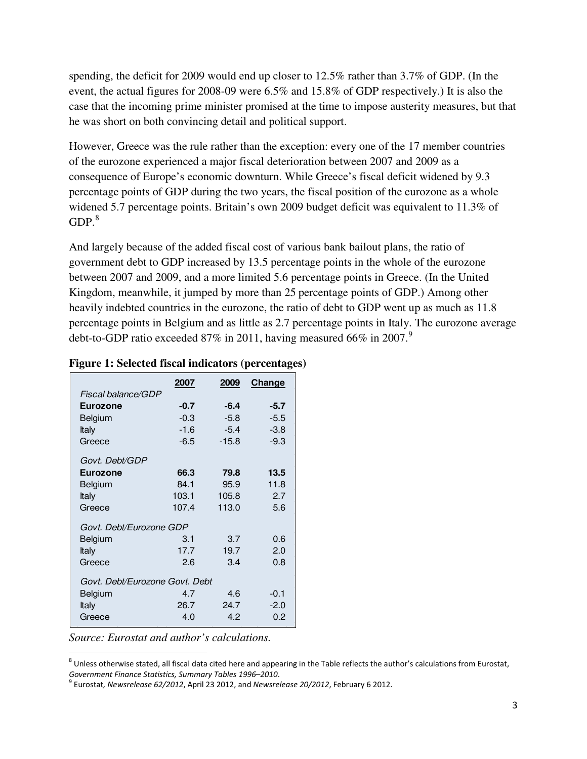spending, the deficit for 2009 would end up closer to 12.5% rather than 3.7% of GDP. (In the event, the actual figures for 2008-09 were 6.5% and 15.8% of GDP respectively.) It is also the case that the incoming prime minister promised at the time to impose austerity measures, but that he was short on both convincing detail and political support.

However, Greece was the rule rather than the exception: every one of the 17 member countries of the eurozone experienced a major fiscal deterioration between 2007 and 2009 as a consequence of Europe's economic downturn. While Greece's fiscal deficit widened by 9.3 percentage points of GDP during the two years, the fiscal position of the eurozone as a whole widened 5.7 percentage points. Britain's own 2009 budget deficit was equivalent to 11.3% of GDP.[8]

And largely because of the added fiscal cost of various bank bailout plans, the ratio of government debt to GDP increased by 13.5 percentage points in the whole of the eurozone between 2007 and 2009, and a more limited 5.6 percentage points in Greece. (In the United Kingdom, meanwhile, it jumped by more than 25 percentage points of GDP.) Among other heavily indebted countries in the eurozone, the ratio of debt to GDP went up as much as 11.8 percentage points in Belgium and as little as 2.7 percentage points in Italy. The eurozone average debt-to-GDP ratio exceeded 87% in 2011, having measured 66% in 2007.[9]

**Figure 1: Selected fiscal indicators (percentages)**

| | 2007 | 2009 | Change |
|---|---|---|---|
| *Fiscal balance/GDP* | | | |
| **Eurozone** | **-0.7** | **-6.4** | **-5.7** |
| Belgium | -0.3 | -5.8 | -5.5 |
| Italy | -1.6 | -5.4 | -3.8 |
| Greece | -6.5 | -15.8 | -9.3 |
| *Govt. Debt/GDP* | | | |
| **Eurozone** | **66.3** | **79.8** | **13.5** |
| Belgium | 84.1 | 95.9 | 11.8 |
| Italy | 103.1 | 105.8 | 2.7 |
| Greece | 107.4 | 113.0 | 5.6 |
| *Govt. Debt/Eurozone GDP* | | | |
| Belgium | 3.1 | 3.7 | 0.6 |
| Italy | 17.7 | 19.7 | 2.0 |
| Greece | 2.6 | 3.4 | 0.8 |
| *Govt. Debt/Eurozone Govt. Debt* | | | |
| Belgium | 4.7 | 4.6 | -0.1 |
| Italy | 26.7 | 24.7 | -2.0 |
| Greece | 4.0 | 4.2 | 0.2 |

*Source: Eurostat and author's calculations.*

[8] Unless otherwise stated, all fiscal data cited here and appearing in the Table reflects the author's calculations from Eurostat, *Government Finance Statistics, Summary Tables 1996–2010*.

[9] Eurostat*, Newsrelease 62/2012*, April 23 2012, and *Newsrelease 20/2012*, February 6 2012.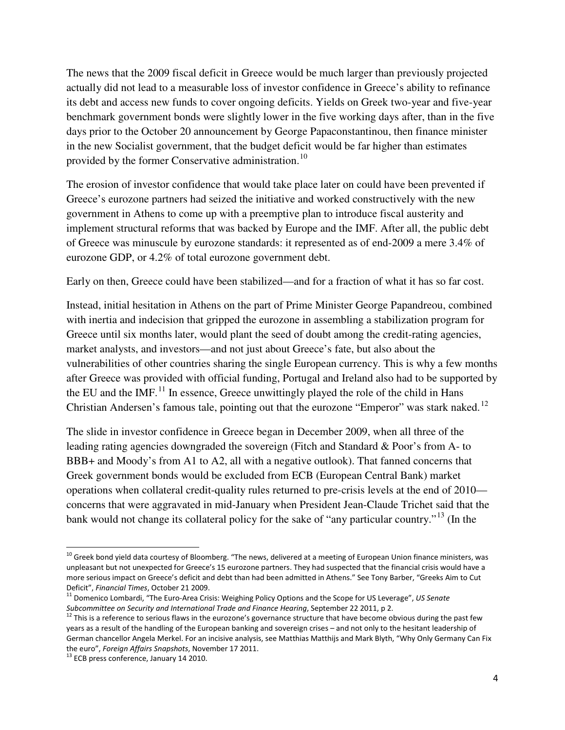The news that the 2009 fiscal deficit in Greece would be much larger than previously projected actually did not lead to a measurable loss of investor confidence in Greece's ability to refinance its debt and access new funds to cover ongoing deficits. Yields on Greek two-year and five-year benchmark government bonds were slightly lower in the five working days after, than in the five days prior to the October 20 announcement by George Papaconstantinou, then finance minister in the new Socialist government, that the budget deficit would be far higher than estimates provided by the former Conservative administration.[10]

The erosion of investor confidence that would take place later on could have been prevented if Greece's eurozone partners had seized the initiative and worked constructively with the new government in Athens to come up with a preemptive plan to introduce fiscal austerity and implement structural reforms that was backed by Europe and the IMF. After all, the public debt of Greece was minuscule by eurozone standards: it represented as of end-2009 a mere 3.4% of eurozone GDP, or 4.2% of total eurozone government debt.

Early on then, Greece could have been stabilized—and for a fraction of what it has so far cost.

Instead, initial hesitation in Athens on the part of Prime Minister George Papandreou, combined with inertia and indecision that gripped the eurozone in assembling a stabilization program for Greece until six months later, would plant the seed of doubt among the credit-rating agencies, market analysts, and investors—and not just about Greece's fate, but also about the vulnerabilities of other countries sharing the single European currency. This is why a few months after Greece was provided with official funding, Portugal and Ireland also had to be supported by the EU and the IMF.[11] In essence, Greece unwittingly played the role of the child in Hans Christian Andersen's famous tale, pointing out that the eurozone "Emperor" was stark naked.[12]

The slide in investor confidence in Greece began in December 2009, when all three of the leading rating agencies downgraded the sovereign (Fitch and Standard & Poor's from A- to BBB+ and Moody's from A1 to A2, all with a negative outlook). That fanned concerns that Greek government bonds would be excluded from ECB (European Central Bank) market operations when collateral credit-quality rules returned to pre-crisis levels at the end of 2010—concerns that were aggravated in mid-January when President Jean-Claude Trichet said that the bank would not change its collateral policy for the sake of "any particular country."[13] (In the

---

[10] Greek bond yield data courtesy of Bloomberg. "The news, delivered at a meeting of European Union finance ministers, was unpleasant but not unexpected for Greece's 15 eurozone partners. They had suspected that the financial crisis would have a more serious impact on Greece's deficit and debt than had been admitted in Athens." See Tony Barber, "Greeks Aim to Cut Deficit", *Financial Times*, October 21 2009.

[11] Domenico Lombardi, "The Euro-Area Crisis: Weighing Policy Options and the Scope for US Leverage", *US Senate Subcommittee on Security and International Trade and Finance Hearing*, September 22 2011, p 2.

[12] This is a reference to serious flaws in the eurozone's governance structure that have become obvious during the past few years as a result of the handling of the European banking and sovereign crises – and not only to the hesitant leadership of German chancellor Angela Merkel. For an incisive analysis, see Matthias Matthijs and Mark Blyth, "Why Only Germany Can Fix the euro", *Foreign Affairs Snapshots*, November 17 2011.

[13] ECB press conference, January 14 2010.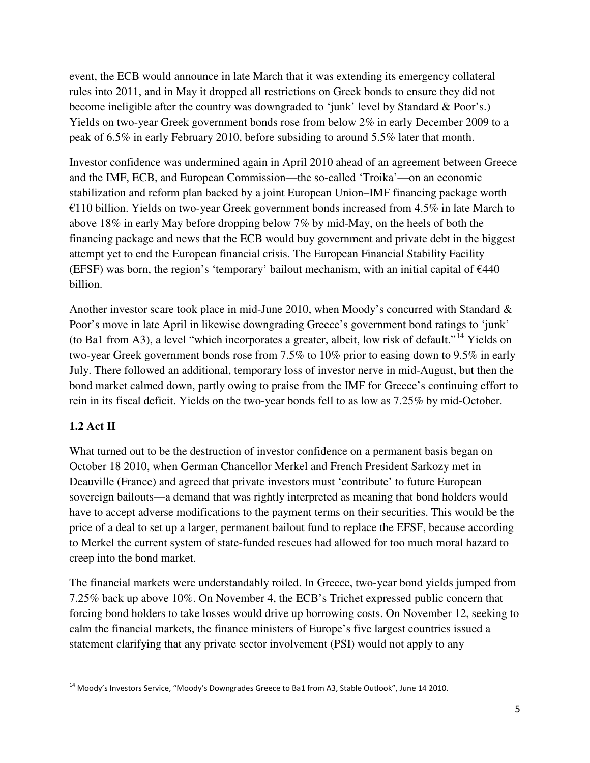event, the ECB would announce in late March that it was extending its emergency collateral rules into 2011, and in May it dropped all restrictions on Greek bonds to ensure they did not become ineligible after the country was downgraded to 'junk' level by Standard & Poor's.) Yields on two-year Greek government bonds rose from below 2% in early December 2009 to a peak of 6.5% in early February 2010, before subsiding to around 5.5% later that month.

Investor confidence was undermined again in April 2010 ahead of an agreement between Greece and the IMF, ECB, and European Commission—the so-called 'Troika'—on an economic stabilization and reform plan backed by a joint European Union–IMF financing package worth €110 billion. Yields on two-year Greek government bonds increased from 4.5% in late March to above 18% in early May before dropping below 7% by mid-May, on the heels of both the financing package and news that the ECB would buy government and private debt in the biggest attempt yet to end the European financial crisis. The European Financial Stability Facility (EFSF) was born, the region's 'temporary' bailout mechanism, with an initial capital of €440 billion.

Another investor scare took place in mid-June 2010, when Moody's concurred with Standard & Poor's move in late April in likewise downgrading Greece's government bond ratings to 'junk' (to Ba1 from A3), a level "which incorporates a greater, albeit, low risk of default."[14] Yields on two-year Greek government bonds rose from 7.5% to 10% prior to easing down to 9.5% in early July. There followed an additional, temporary loss of investor nerve in mid-August, but then the bond market calmed down, partly owing to praise from the IMF for Greece's continuing effort to rein in its fiscal deficit. Yields on the two-year bonds fell to as low as 7.25% by mid-October.

### 1.2 Act II

What turned out to be the destruction of investor confidence on a permanent basis began on October 18 2010, when German Chancellor Merkel and French President Sarkozy met in Deauville (France) and agreed that private investors must 'contribute' to future European sovereign bailouts—a demand that was rightly interpreted as meaning that bond holders would have to accept adverse modifications to the payment terms on their securities. This would be the price of a deal to set up a larger, permanent bailout fund to replace the EFSF, because according to Merkel the current system of state-funded rescues had allowed for too much moral hazard to creep into the bond market.

The financial markets were understandably roiled. In Greece, two-year bond yields jumped from 7.25% back up above 10%. On November 4, the ECB's Trichet expressed public concern that forcing bond holders to take losses would drive up borrowing costs. On November 12, seeking to calm the financial markets, the finance ministers of Europe's five largest countries issued a statement clarifying that any private sector involvement (PSI) would not apply to any

[14] Moody's Investors Service, "Moody's Downgrades Greece to Ba1 from A3, Stable Outlook", June 14 2010.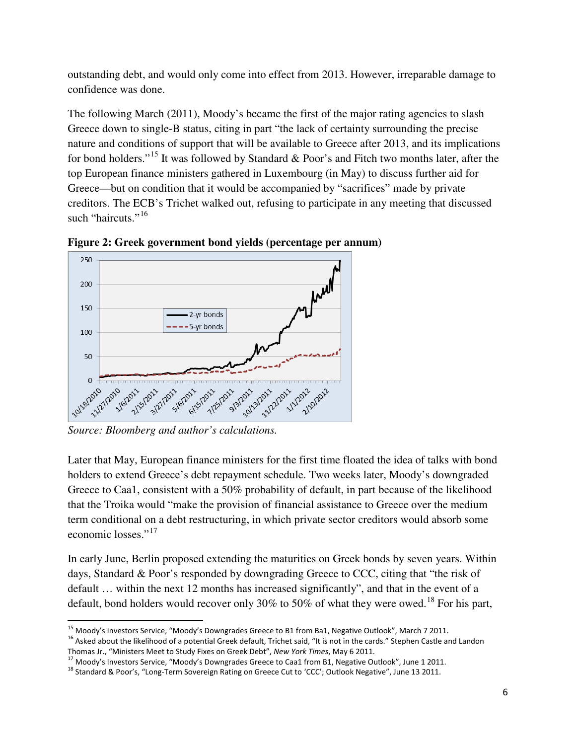outstanding debt, and would only come into effect from 2013. However, irreparable damage to confidence was done.

The following March (2011), Moody's became the first of the major rating agencies to slash Greece down to single-B status, citing in part "the lack of certainty surrounding the precise nature and conditions of support that will be available to Greece after 2013, and its implications for bond holders."[15] It was followed by Standard & Poor's and Fitch two months later, after the top European finance ministers gathered in Luxembourg (in May) to discuss further aid for Greece—but on condition that it would be accompanied by "sacrifices" made by private creditors. The ECB's Trichet walked out, refusing to participate in any meeting that discussed such "haircuts."[16]

**Figure 2: Greek government bond yields (percentage per annum)**

*Source: Bloomberg and author's calculations.*

Later that May, European finance ministers for the first time floated the idea of talks with bond holders to extend Greece's debt repayment schedule. Two weeks later, Moody's downgraded Greece to Caa1, consistent with a 50% probability of default, in part because of the likelihood that the Troika would "make the provision of financial assistance to Greece over the medium term conditional on a debt restructuring, in which private sector creditors would absorb some economic losses."[17]

In early June, Berlin proposed extending the maturities on Greek bonds by seven years. Within days, Standard & Poor's responded by downgrading Greece to CCC, citing that "the risk of default … within the next 12 months has increased significantly", and that in the event of a default, bond holders would recover only 30% to 50% of what they were owed.[18] For his part,

---

[15] Moody's Investors Service, "Moody's Downgrades Greece to B1 from Ba1, Negative Outlook", March 7 2011.

[16] Asked about the likelihood of a potential Greek default, Trichet said, "It is not in the cards." Stephen Castle and Landon Thomas Jr., "Ministers Meet to Study Fixes on Greek Debt", *New York Times*, May 6 2011.

[17] Moody's Investors Service, "Moody's Downgrades Greece to Caa1 from B1, Negative Outlook", June 1 2011.

[18] Standard & Poor's, "Long-Term Sovereign Rating on Greece Cut to 'CCC'; Outlook Negative", June 13 2011.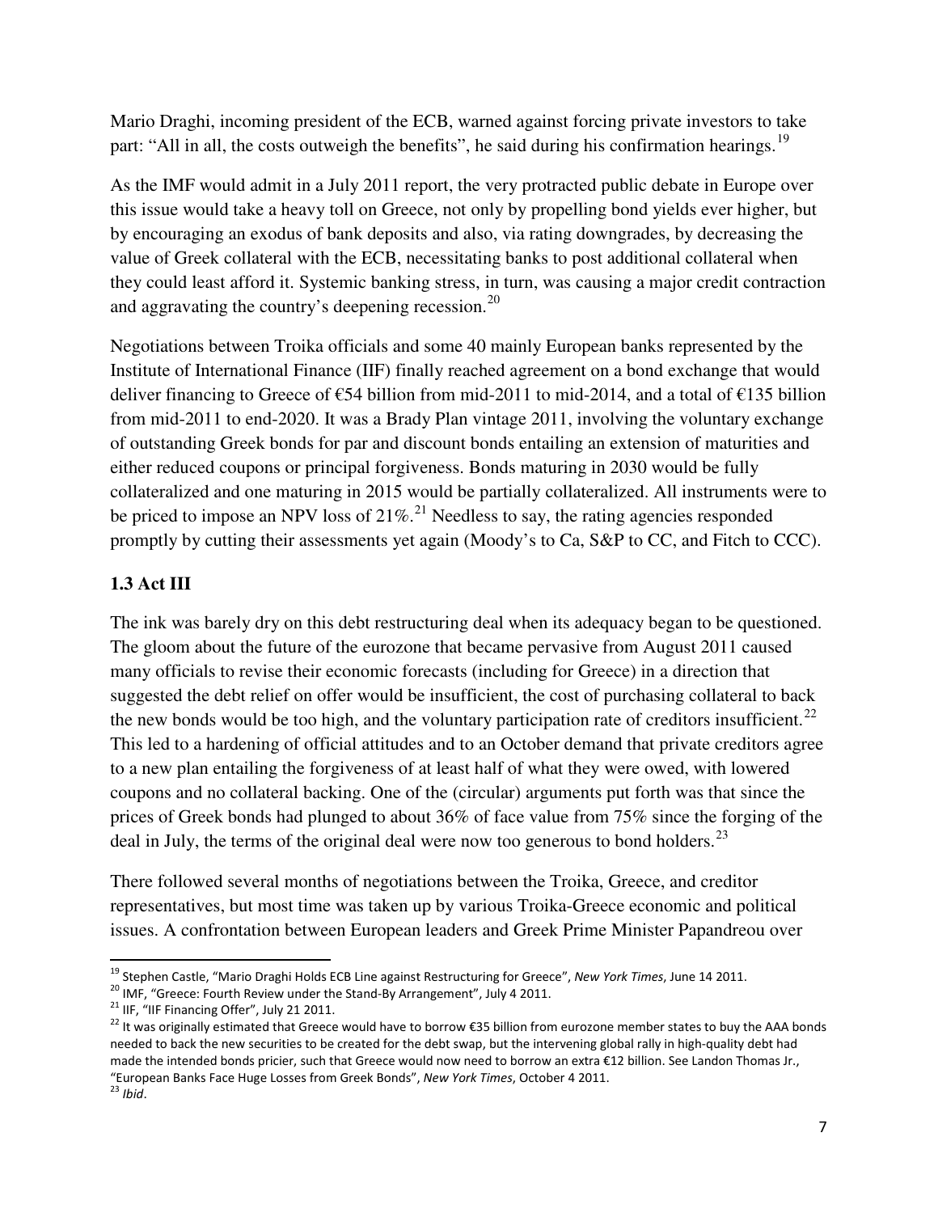Mario Draghi, incoming president of the ECB, warned against forcing private investors to take part: "All in all, the costs outweigh the benefits", he said during his confirmation hearings.[19]

As the IMF would admit in a July 2011 report, the very protracted public debate in Europe over this issue would take a heavy toll on Greece, not only by propelling bond yields ever higher, but by encouraging an exodus of bank deposits and also, via rating downgrades, by decreasing the value of Greek collateral with the ECB, necessitating banks to post additional collateral when they could least afford it. Systemic banking stress, in turn, was causing a major credit contraction and aggravating the country's deepening recession.[20]

Negotiations between Troika officials and some 40 mainly European banks represented by the Institute of International Finance (IIF) finally reached agreement on a bond exchange that would deliver financing to Greece of €54 billion from mid-2011 to mid-2014, and a total of €135 billion from mid-2011 to end-2020. It was a Brady Plan vintage 2011, involving the voluntary exchange of outstanding Greek bonds for par and discount bonds entailing an extension of maturities and either reduced coupons or principal forgiveness. Bonds maturing in 2030 would be fully collateralized and one maturing in 2015 would be partially collateralized. All instruments were to be priced to impose an NPV loss of 21%.[21] Needless to say, the rating agencies responded promptly by cutting their assessments yet again (Moody's to Ca, S&P to CC, and Fitch to CCC).

### 1.3 Act III

The ink was barely dry on this debt restructuring deal when its adequacy began to be questioned. The gloom about the future of the eurozone that became pervasive from August 2011 caused many officials to revise their economic forecasts (including for Greece) in a direction that suggested the debt relief on offer would be insufficient, the cost of purchasing collateral to back the new bonds would be too high, and the voluntary participation rate of creditors insufficient.[22] This led to a hardening of official attitudes and to an October demand that private creditors agree to a new plan entailing the forgiveness of at least half of what they were owed, with lowered coupons and no collateral backing. One of the (circular) arguments put forth was that since the prices of Greek bonds had plunged to about 36% of face value from 75% since the forging of the deal in July, the terms of the original deal were now too generous to bond holders.[23]

There followed several months of negotiations between the Troika, Greece, and creditor representatives, but most time was taken up by various Troika-Greece economic and political issues. A confrontation between European leaders and Greek Prime Minister Papandreou over

---

[19] Stephen Castle, "Mario Draghi Holds ECB Line against Restructuring for Greece", *New York Times*, June 14 2011.

[20] IMF, "Greece: Fourth Review under the Stand-By Arrangement", July 4 2011.

[21] IIF, "IIF Financing Offer", July 21 2011.

[22] It was originally estimated that Greece would have to borrow €35 billion from eurozone member states to buy the AAA bonds needed to back the new securities to be created for the debt swap, but the intervening global rally in high-quality debt had made the intended bonds pricier, such that Greece would now need to borrow an extra €12 billion. See Landon Thomas Jr., "European Banks Face Huge Losses from Greek Bonds", *New York Times*, October 4 2011.

[23] *Ibid*.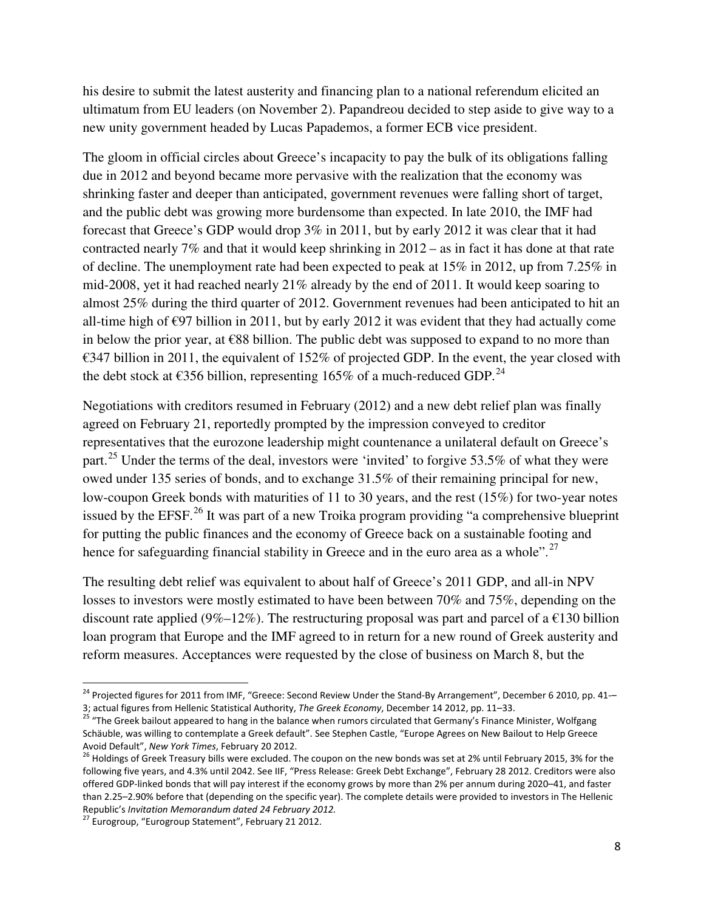his desire to submit the latest austerity and financing plan to a national referendum elicited an ultimatum from EU leaders (on November 2). Papandreou decided to step aside to give way to a new unity government headed by Lucas Papademos, a former ECB vice president.

The gloom in official circles about Greece's incapacity to pay the bulk of its obligations falling due in 2012 and beyond became more pervasive with the realization that the economy was shrinking faster and deeper than anticipated, government revenues were falling short of target, and the public debt was growing more burdensome than expected. In late 2010, the IMF had forecast that Greece's GDP would drop 3% in 2011, but by early 2012 it was clear that it had contracted nearly 7% and that it would keep shrinking in 2012 – as in fact it has done at that rate of decline. The unemployment rate had been expected to peak at 15% in 2012, up from 7.25% in mid-2008, yet it had reached nearly 21% already by the end of 2011. It would keep soaring to almost 25% during the third quarter of 2012. Government revenues had been anticipated to hit an all-time high of €97 billion in 2011, but by early 2012 it was evident that they had actually come in below the prior year, at €88 billion. The public debt was supposed to expand to no more than €347 billion in 2011, the equivalent of 152% of projected GDP. In the event, the year closed with the debt stock at €356 billion, representing 165% of a much-reduced GDP.[24]

Negotiations with creditors resumed in February (2012) and a new debt relief plan was finally agreed on February 21, reportedly prompted by the impression conveyed to creditor representatives that the eurozone leadership might countenance a unilateral default on Greece's part.[25] Under the terms of the deal, investors were 'invited' to forgive 53.5% of what they were owed under 135 series of bonds, and to exchange 31.5% of their remaining principal for new, low-coupon Greek bonds with maturities of 11 to 30 years, and the rest (15%) for two-year notes issued by the EFSF.[26] It was part of a new Troika program providing "a comprehensive blueprint for putting the public finances and the economy of Greece back on a sustainable footing and hence for safeguarding financial stability in Greece and in the euro area as a whole".[27]

The resulting debt relief was equivalent to about half of Greece's 2011 GDP, and all-in NPV losses to investors were mostly estimated to have been between 70% and 75%, depending on the discount rate applied (9%–12%). The restructuring proposal was part and parcel of a €130 billion loan program that Europe and the IMF agreed to in return for a new round of Greek austerity and reform measures. Acceptances were requested by the close of business on March 8, but the

---

[24] Projected figures for 2011 from IMF, "Greece: Second Review Under the Stand-By Arrangement", December 6 2010, pp. 41–3; actual figures from Hellenic Statistical Authority, *The Greek Economy*, December 14 2012, pp. 11–33.

[25] "The Greek bailout appeared to hang in the balance when rumors circulated that Germany's Finance Minister, Wolfgang Schäuble, was willing to contemplate a Greek default". See Stephen Castle, "Europe Agrees on New Bailout to Help Greece Avoid Default", *New York Times*, February 20 2012.

[26] Holdings of Greek Treasury bills were excluded. The coupon on the new bonds was set at 2% until February 2015, 3% for the following five years, and 4.3% until 2042. See IIF, "Press Release: Greek Debt Exchange", February 28 2012. Creditors were also offered GDP-linked bonds that will pay interest if the economy grows by more than 2% per annum during 2020–41, and faster than 2.25–2.90% before that (depending on the specific year). The complete details were provided to investors in The Hellenic Republic's *Invitation Memorandum dated 24 February 2012.*

[27] Eurogroup, "Eurogroup Statement", February 21 2012.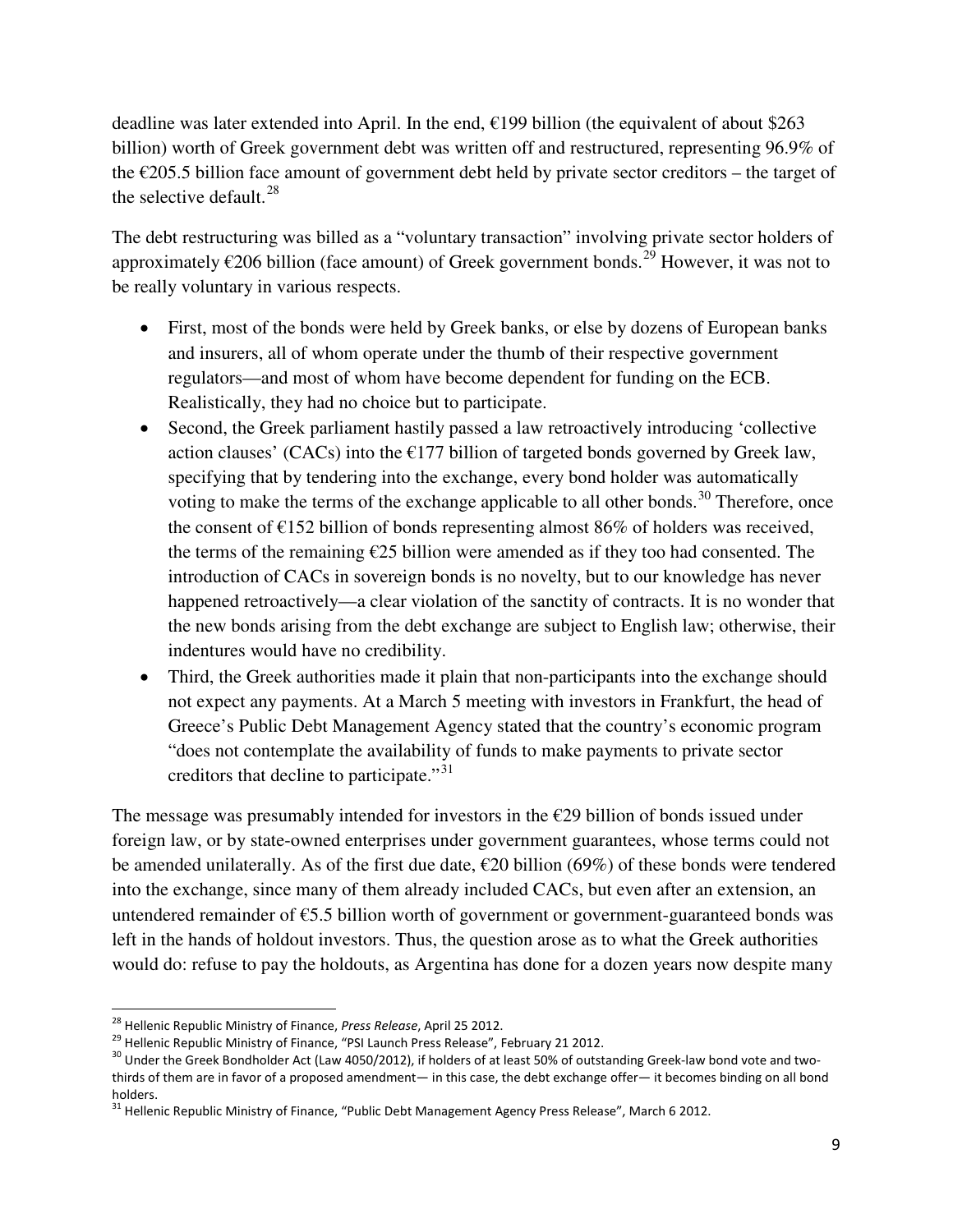deadline was later extended into April. In the end, €199 billion (the equivalent of about $263 billion) worth of Greek government debt was written off and restructured, representing 96.9% of the €205.5 billion face amount of government debt held by private sector creditors – the target of the selective default.[28]

The debt restructuring was billed as a "voluntary transaction" involving private sector holders of approximately €206 billion (face amount) of Greek government bonds.[29] However, it was not to be really voluntary in various respects.

- First, most of the bonds were held by Greek banks, or else by dozens of European banks and insurers, all of whom operate under the thumb of their respective government regulators—and most of whom have become dependent for funding on the ECB. Realistically, they had no choice but to participate.
- Second, the Greek parliament hastily passed a law retroactively introducing 'collective action clauses' (CACs) into the €177 billion of targeted bonds governed by Greek law, specifying that by tendering into the exchange, every bond holder was automatically voting to make the terms of the exchange applicable to all other bonds.[30] Therefore, once the consent of €152 billion of bonds representing almost 86% of holders was received, the terms of the remaining €25 billion were amended as if they too had consented. The introduction of CACs in sovereign bonds is no novelty, but to our knowledge has never happened retroactively—a clear violation of the sanctity of contracts. It is no wonder that the new bonds arising from the debt exchange are subject to English law; otherwise, their indentures would have no credibility.
- Third, the Greek authorities made it plain that non-participants into the exchange should not expect any payments. At a March 5 meeting with investors in Frankfurt, the head of Greece's Public Debt Management Agency stated that the country's economic program "does not contemplate the availability of funds to make payments to private sector creditors that decline to participate."[31]

The message was presumably intended for investors in the €29 billion of bonds issued under foreign law, or by state-owned enterprises under government guarantees, whose terms could not be amended unilaterally. As of the first due date, €20 billion (69%) of these bonds were tendered into the exchange, since many of them already included CACs, but even after an extension, an untendered remainder of €5.5 billion worth of government or government-guaranteed bonds was left in the hands of holdout investors. Thus, the question arose as to what the Greek authorities would do: refuse to pay the holdouts, as Argentina has done for a dozen years now despite many

---

[28] Hellenic Republic Ministry of Finance, *Press Release*, April 25 2012.

[29] Hellenic Republic Ministry of Finance, "PSI Launch Press Release", February 21 2012.

[30] Under the Greek Bondholder Act (Law 4050/2012), if holders of at least 50% of outstanding Greek-law bond vote and two-thirds of them are in favor of a proposed amendment— in this case, the debt exchange offer— it becomes binding on all bond holders.

[31] Hellenic Republic Ministry of Finance, "Public Debt Management Agency Press Release", March 6 2012.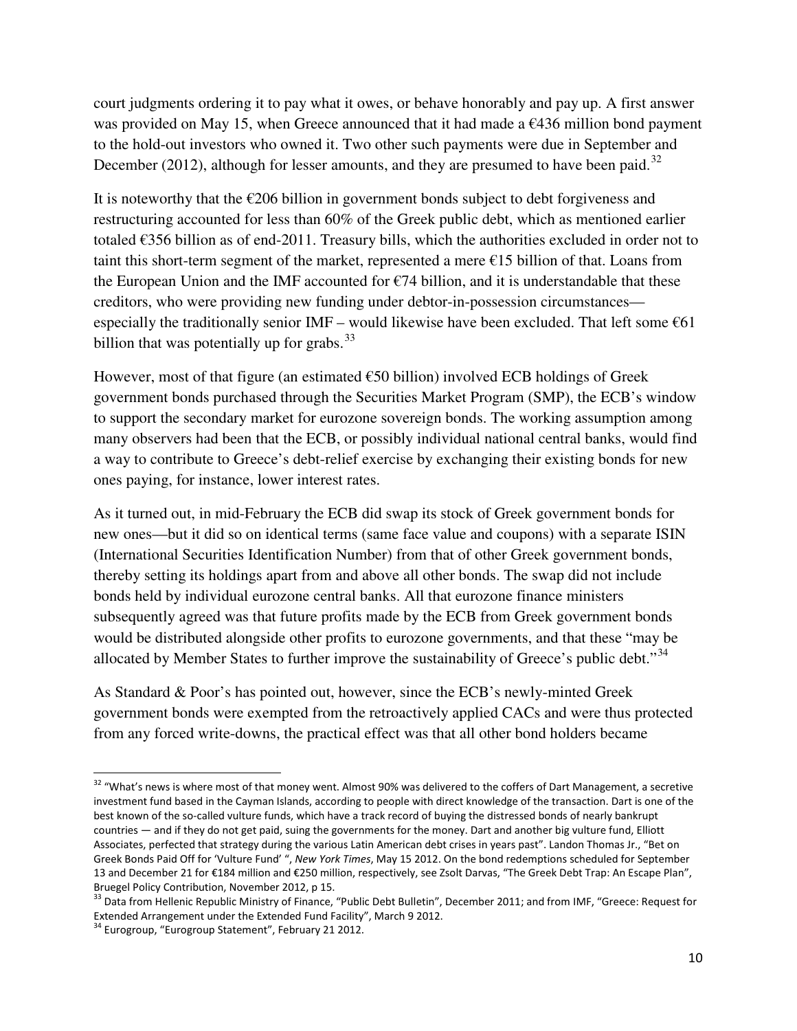court judgments ordering it to pay what it owes, or behave honorably and pay up. A first answer was provided on May 15, when Greece announced that it had made a €436 million bond payment to the hold-out investors who owned it. Two other such payments were due in September and December (2012), although for lesser amounts, and they are presumed to have been paid.[32]

It is noteworthy that the €206 billion in government bonds subject to debt forgiveness and restructuring accounted for less than 60% of the Greek public debt, which as mentioned earlier totaled €356 billion as of end-2011. Treasury bills, which the authorities excluded in order not to taint this short-term segment of the market, represented a mere €15 billion of that. Loans from the European Union and the IMF accounted for €74 billion, and it is understandable that these creditors, who were providing new funding under debtor-in-possession circumstances—especially the traditionally senior IMF – would likewise have been excluded. That left some €61 billion that was potentially up for grabs.[33]

However, most of that figure (an estimated €50 billion) involved ECB holdings of Greek government bonds purchased through the Securities Market Program (SMP), the ECB's window to support the secondary market for eurozone sovereign bonds. The working assumption among many observers had been that the ECB, or possibly individual national central banks, would find a way to contribute to Greece's debt-relief exercise by exchanging their existing bonds for new ones paying, for instance, lower interest rates.

As it turned out, in mid-February the ECB did swap its stock of Greek government bonds for new ones—but it did so on identical terms (same face value and coupons) with a separate ISIN (International Securities Identification Number) from that of other Greek government bonds, thereby setting its holdings apart from and above all other bonds. The swap did not include bonds held by individual eurozone central banks. All that eurozone finance ministers subsequently agreed was that future profits made by the ECB from Greek government bonds would be distributed alongside other profits to eurozone governments, and that these "may be allocated by Member States to further improve the sustainability of Greece's public debt."[34]

As Standard & Poor's has pointed out, however, since the ECB's newly-minted Greek government bonds were exempted from the retroactively applied CACs and were thus protected from any forced write-downs, the practical effect was that all other bond holders became

---

[32] "What's news is where most of that money went. Almost 90% was delivered to the coffers of Dart Management, a secretive investment fund based in the Cayman Islands, according to people with direct knowledge of the transaction. Dart is one of the best known of the so-called vulture funds, which have a track record of buying the distressed bonds of nearly bankrupt countries — and if they do not get paid, suing the governments for the money. Dart and another big vulture fund, Elliott Associates, perfected that strategy during the various Latin American debt crises in years past". Landon Thomas Jr., "Bet on Greek Bonds Paid Off for 'Vulture Fund' ", *New York Times*, May 15 2012. On the bond redemptions scheduled for September 13 and December 21 for €184 million and €250 million, respectively, see Zsolt Darvas, "The Greek Debt Trap: An Escape Plan", Bruegel Policy Contribution, November 2012, p 15.

[33] Data from Hellenic Republic Ministry of Finance, "Public Debt Bulletin", December 2011; and from IMF, "Greece: Request for Extended Arrangement under the Extended Fund Facility", March 9 2012.

[34] Eurogroup, "Eurogroup Statement", February 21 2012.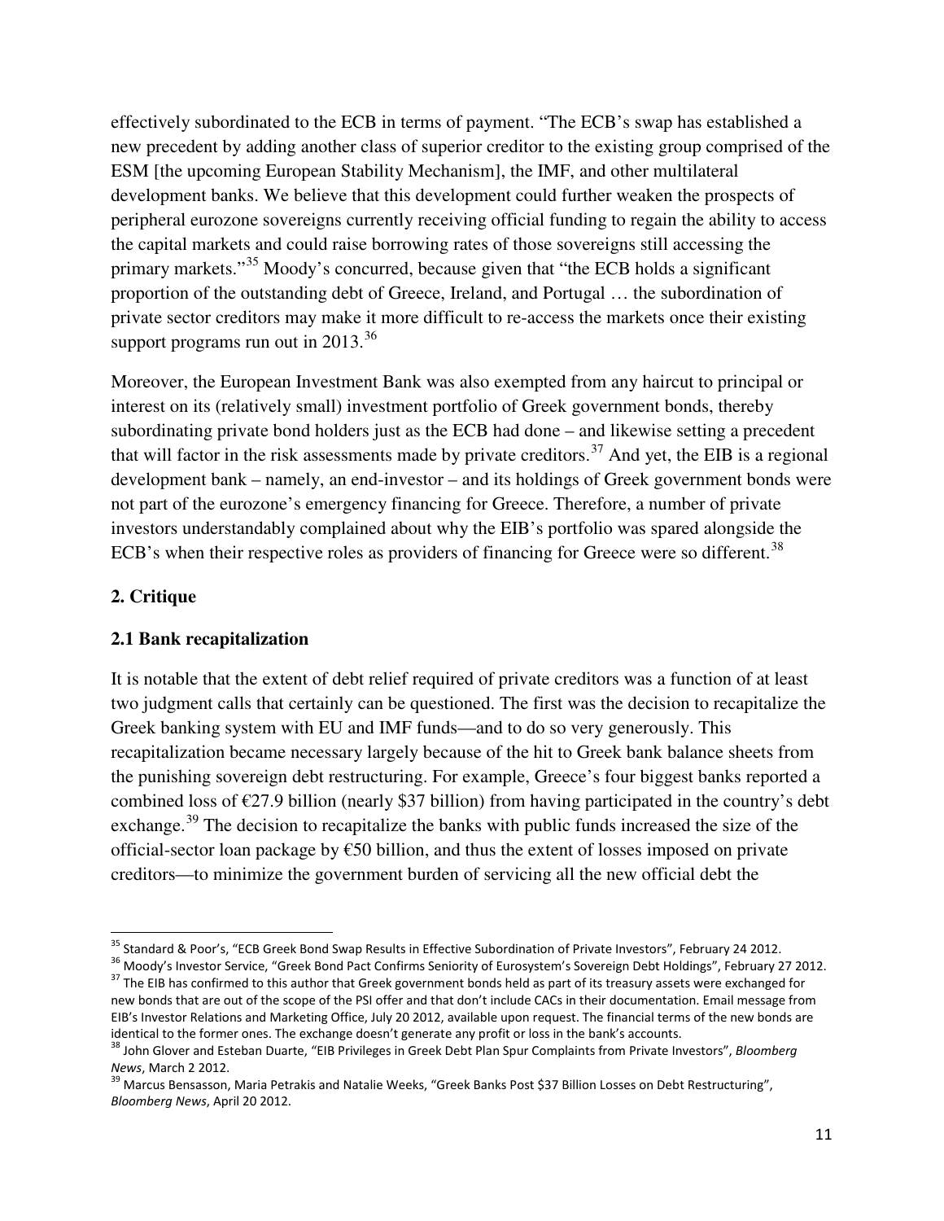effectively subordinated to the ECB in terms of payment. "The ECB's swap has established a new precedent by adding another class of superior creditor to the existing group comprised of the ESM [the upcoming European Stability Mechanism], the IMF, and other multilateral development banks. We believe that this development could further weaken the prospects of peripheral eurozone sovereigns currently receiving official funding to regain the ability to access the capital markets and could raise borrowing rates of those sovereigns still accessing the primary markets."[35] Moody's concurred, because given that "the ECB holds a significant proportion of the outstanding debt of Greece, Ireland, and Portugal … the subordination of private sector creditors may make it more difficult to re-access the markets once their existing support programs run out in 2013.[36]

Moreover, the European Investment Bank was also exempted from any haircut to principal or interest on its (relatively small) investment portfolio of Greek government bonds, thereby subordinating private bond holders just as the ECB had done – and likewise setting a precedent that will factor in the risk assessments made by private creditors.[37] And yet, the EIB is a regional development bank – namely, an end-investor – and its holdings of Greek government bonds were not part of the eurozone's emergency financing for Greece. Therefore, a number of private investors understandably complained about why the EIB's portfolio was spared alongside the ECB's when their respective roles as providers of financing for Greece were so different.[38]

## 2. Critique

### 2.1 Bank recapitalization

It is notable that the extent of debt relief required of private creditors was a function of at least two judgment calls that certainly can be questioned. The first was the decision to recapitalize the Greek banking system with EU and IMF funds—and to do so very generously. This recapitalization became necessary largely because of the hit to Greek bank balance sheets from the punishing sovereign debt restructuring. For example, Greece's four biggest banks reported a combined loss of €27.9 billion (nearly $37 billion) from having participated in the country's debt exchange.[39] The decision to recapitalize the banks with public funds increased the size of the official-sector loan package by €50 billion, and thus the extent of losses imposed on private creditors—to minimize the government burden of servicing all the new official debt the

---

[35] Standard & Poor's, "ECB Greek Bond Swap Results in Effective Subordination of Private Investors", February 24 2012.

[36] Moody's Investor Service, "Greek Bond Pact Confirms Seniority of Eurosystem's Sovereign Debt Holdings", February 27 2012.

[37] The EIB has confirmed to this author that Greek government bonds held as part of its treasury assets were exchanged for new bonds that are out of the scope of the PSI offer and that don't include CACs in their documentation. Email message from EIB's Investor Relations and Marketing Office, July 20 2012, available upon request. The financial terms of the new bonds are identical to the former ones. The exchange doesn't generate any profit or loss in the bank's accounts.

[38] John Glover and Esteban Duarte, "EIB Privileges in Greek Debt Plan Spur Complaints from Private Investors", *Bloomberg News*, March 2 2012.

[39] Marcus Bensasson, Maria Petrakis and Natalie Weeks, "Greek Banks Post $37 Billion Losses on Debt Restructuring", *Bloomberg News*, April 20 2012.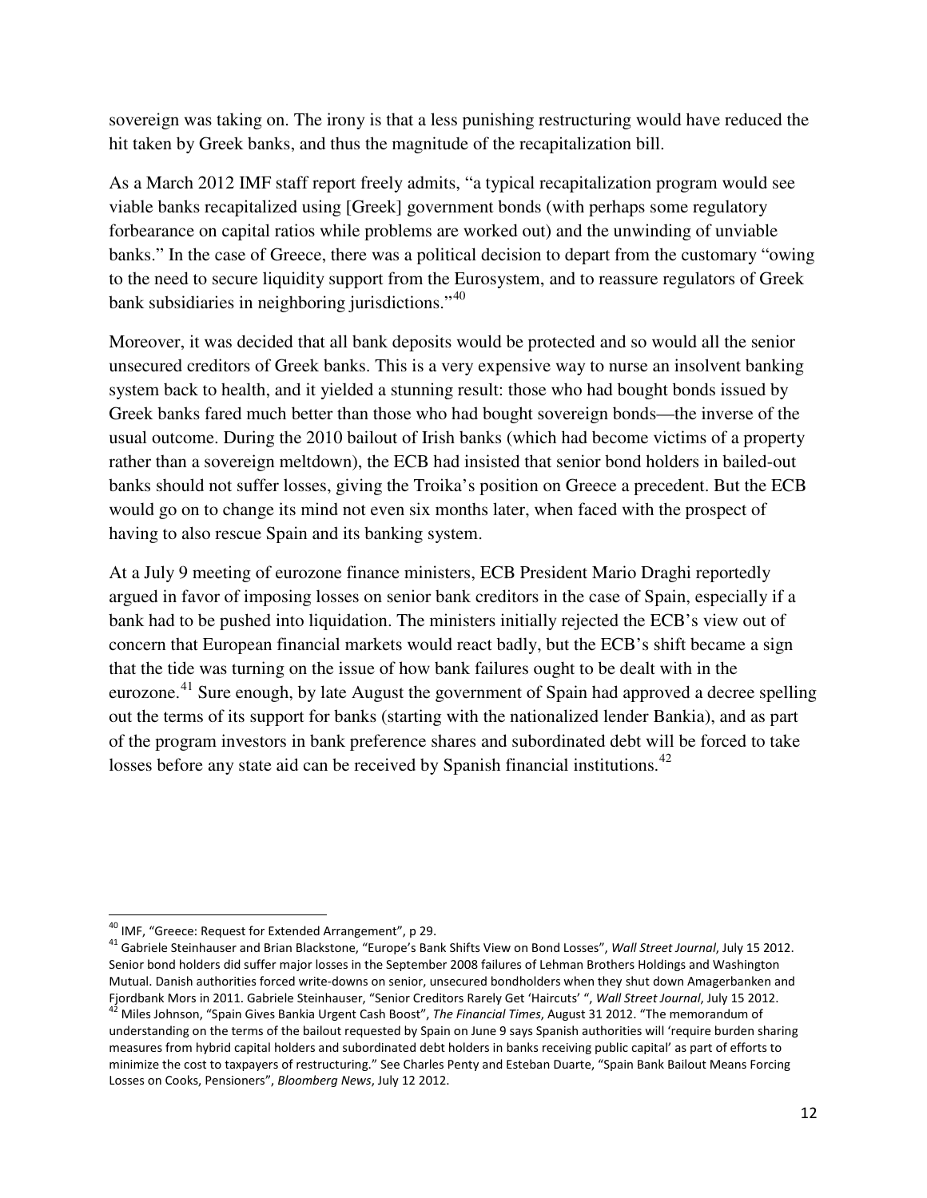sovereign was taking on. The irony is that a less punishing restructuring would have reduced the hit taken by Greek banks, and thus the magnitude of the recapitalization bill.

As a March 2012 IMF staff report freely admits, "a typical recapitalization program would see viable banks recapitalized using [Greek] government bonds (with perhaps some regulatory forbearance on capital ratios while problems are worked out) and the unwinding of unviable banks." In the case of Greece, there was a political decision to depart from the customary "owing to the need to secure liquidity support from the Eurosystem, and to reassure regulators of Greek bank subsidiaries in neighboring jurisdictions."[40]

Moreover, it was decided that all bank deposits would be protected and so would all the senior unsecured creditors of Greek banks. This is a very expensive way to nurse an insolvent banking system back to health, and it yielded a stunning result: those who had bought bonds issued by Greek banks fared much better than those who had bought sovereign bonds—the inverse of the usual outcome. During the 2010 bailout of Irish banks (which had become victims of a property rather than a sovereign meltdown), the ECB had insisted that senior bond holders in bailed-out banks should not suffer losses, giving the Troika's position on Greece a precedent. But the ECB would go on to change its mind not even six months later, when faced with the prospect of having to also rescue Spain and its banking system.

At a July 9 meeting of eurozone finance ministers, ECB President Mario Draghi reportedly argued in favor of imposing losses on senior bank creditors in the case of Spain, especially if a bank had to be pushed into liquidation. The ministers initially rejected the ECB's view out of concern that European financial markets would react badly, but the ECB's shift became a sign that the tide was turning on the issue of how bank failures ought to be dealt with in the eurozone.[41] Sure enough, by late August the government of Spain had approved a decree spelling out the terms of its support for banks (starting with the nationalized lender Bankia), and as part of the program investors in bank preference shares and subordinated debt will be forced to take losses before any state aid can be received by Spanish financial institutions.[42]

---

[40] IMF, "Greece: Request for Extended Arrangement", p 29.

[41] Gabriele Steinhauser and Brian Blackstone, "Europe's Bank Shifts View on Bond Losses", *Wall Street Journal*, July 15 2012. Senior bond holders did suffer major losses in the September 2008 failures of Lehman Brothers Holdings and Washington Mutual. Danish authorities forced write-downs on senior, unsecured bondholders when they shut down Amagerbanken and Fjordbank Mors in 2011. Gabriele Steinhauser, "Senior Creditors Rarely Get 'Haircuts' ", *Wall Street Journal*, July 15 2012.

[42] Miles Johnson, "Spain Gives Bankia Urgent Cash Boost", *The Financial Times*, August 31 2012. "The memorandum of understanding on the terms of the bailout requested by Spain on June 9 says Spanish authorities will 'require burden sharing measures from hybrid capital holders and subordinated debt holders in banks receiving public capital' as part of efforts to minimize the cost to taxpayers of restructuring." See Charles Penty and Esteban Duarte, "Spain Bank Bailout Means Forcing Losses on Cooks, Pensioners", *Bloomberg News*, July 12 2012.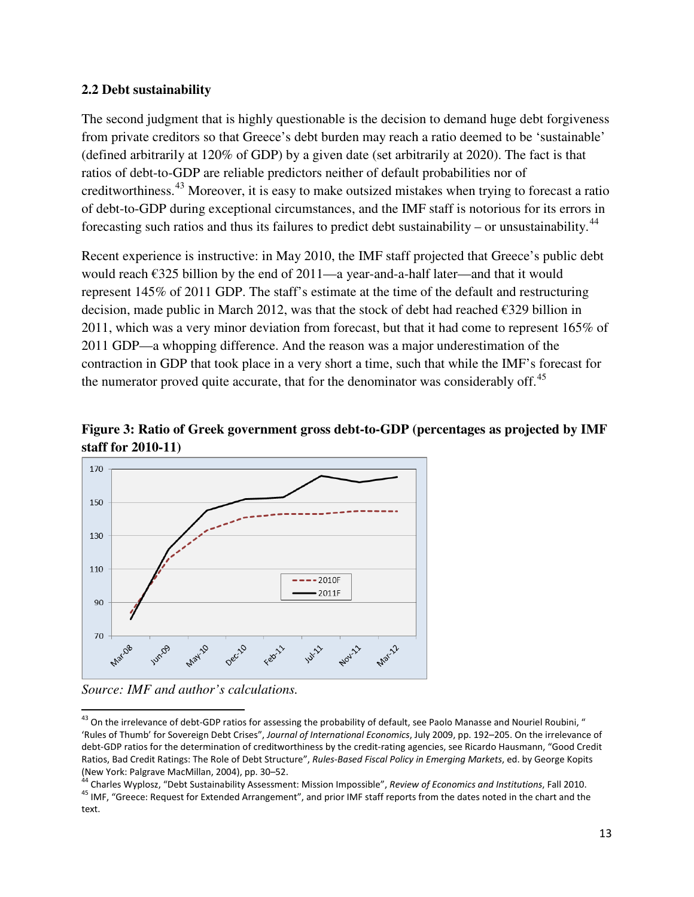### 2.2 Debt sustainability

The second judgment that is highly questionable is the decision to demand huge debt forgiveness from private creditors so that Greece's debt burden may reach a ratio deemed to be 'sustainable' (defined arbitrarily at 120% of GDP) by a given date (set arbitrarily at 2020). The fact is that ratios of debt-to-GDP are reliable predictors neither of default probabilities nor of creditworthiness.[43] Moreover, it is easy to make outsized mistakes when trying to forecast a ratio of debt-to-GDP during exceptional circumstances, and the IMF staff is notorious for its errors in forecasting such ratios and thus its failures to predict debt sustainability – or unsustainability.[44]

Recent experience is instructive: in May 2010, the IMF staff projected that Greece's public debt would reach €325 billion by the end of 2011—a year-and-a-half later—and that it would represent 145% of 2011 GDP. The staff's estimate at the time of the default and restructuring decision, made public in March 2012, was that the stock of debt had reached €329 billion in 2011, which was a very minor deviation from forecast, but that it had come to represent 165% of 2011 GDP—a whopping difference. And the reason was a major underestimation of the contraction in GDP that took place in a very short a time, such that while the IMF's forecast for the numerator proved quite accurate, that for the denominator was considerably off.[45]

**Figure 3: Ratio of Greek government gross debt-to-GDP (percentages as projected by IMF staff for 2010-11)**

*Source: IMF and author's calculations.*

---

[43] On the irrelevance of debt-GDP ratios for assessing the probability of default, see Paolo Manasse and Nouriel Roubini, " 'Rules of Thumb' for Sovereign Debt Crises", *Journal of International Economics*, July 2009, pp. 192–205. On the irrelevance of debt-GDP ratios for the determination of creditworthiness by the credit-rating agencies, see Ricardo Hausmann, "Good Credit Ratios, Bad Credit Ratings: The Role of Debt Structure", *Rules-Based Fiscal Policy in Emerging Markets*, ed. by George Kopits (New York: Palgrave MacMillan, 2004), pp. 30–52.

[44] Charles Wyplosz, "Debt Sustainability Assessment: Mission Impossible", *Review of Economics and Institutions*, Fall 2010.

[45] IMF, "Greece: Request for Extended Arrangement", and prior IMF staff reports from the dates noted in the chart and the text.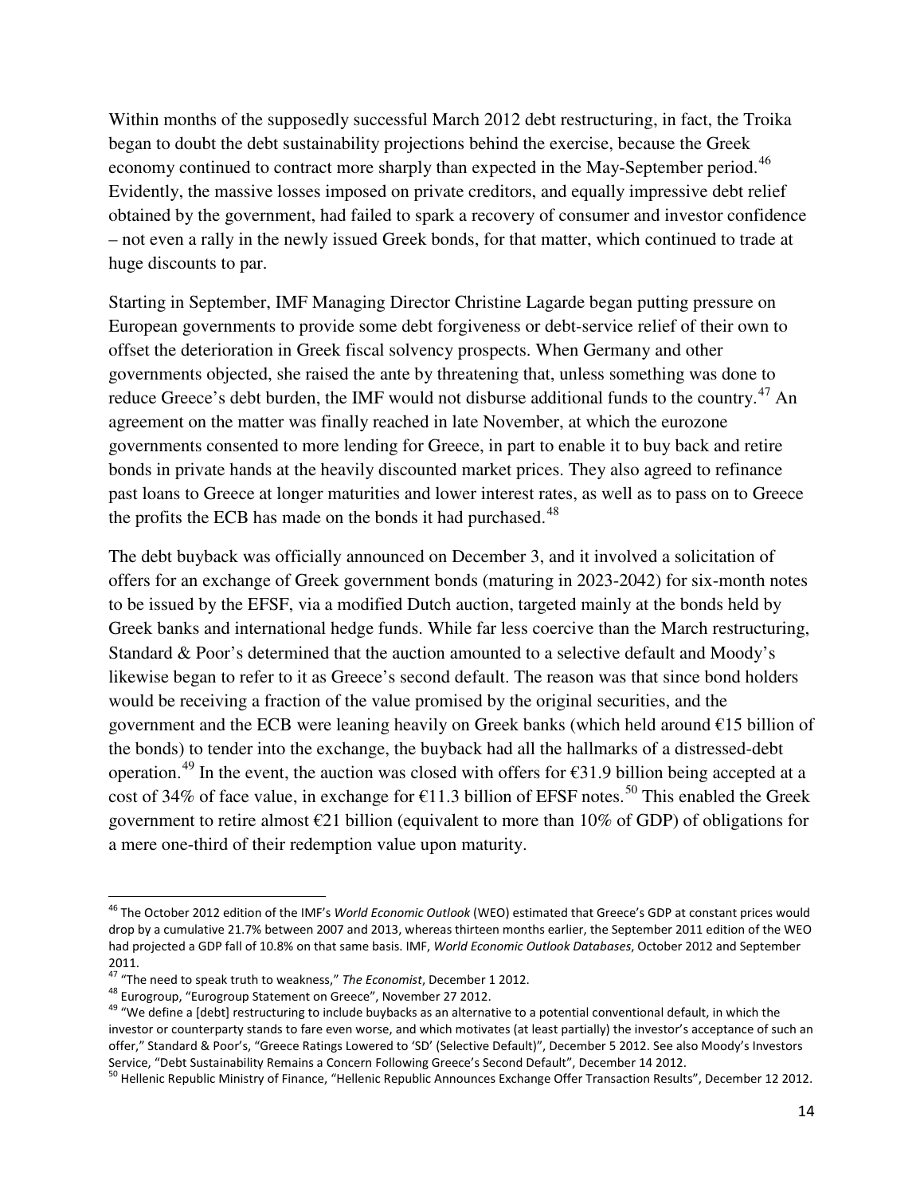Within months of the supposedly successful March 2012 debt restructuring, in fact, the Troika began to doubt the debt sustainability projections behind the exercise, because the Greek economy continued to contract more sharply than expected in the May-September period.[46] Evidently, the massive losses imposed on private creditors, and equally impressive debt relief obtained by the government, had failed to spark a recovery of consumer and investor confidence – not even a rally in the newly issued Greek bonds, for that matter, which continued to trade at huge discounts to par.

Starting in September, IMF Managing Director Christine Lagarde began putting pressure on European governments to provide some debt forgiveness or debt-service relief of their own to offset the deterioration in Greek fiscal solvency prospects. When Germany and other governments objected, she raised the ante by threatening that, unless something was done to reduce Greece's debt burden, the IMF would not disburse additional funds to the country.[47] An agreement on the matter was finally reached in late November, at which the eurozone governments consented to more lending for Greece, in part to enable it to buy back and retire bonds in private hands at the heavily discounted market prices. They also agreed to refinance past loans to Greece at longer maturities and lower interest rates, as well as to pass on to Greece the profits the ECB has made on the bonds it had purchased.[48]

The debt buyback was officially announced on December 3, and it involved a solicitation of offers for an exchange of Greek government bonds (maturing in 2023-2042) for six-month notes to be issued by the EFSF, via a modified Dutch auction, targeted mainly at the bonds held by Greek banks and international hedge funds. While far less coercive than the March restructuring, Standard & Poor's determined that the auction amounted to a selective default and Moody's likewise began to refer to it as Greece's second default. The reason was that since bond holders would be receiving a fraction of the value promised by the original securities, and the government and the ECB were leaning heavily on Greek banks (which held around €15 billion of the bonds) to tender into the exchange, the buyback had all the hallmarks of a distressed-debt operation.[49] In the event, the auction was closed with offers for €31.9 billion being accepted at a cost of 34% of face value, in exchange for €11.3 billion of EFSF notes.[50] This enabled the Greek government to retire almost €21 billion (equivalent to more than 10% of GDP) of obligations for a mere one-third of their redemption value upon maturity.

---

[46] The October 2012 edition of the IMF's *World Economic Outlook* (WEO) estimated that Greece's GDP at constant prices would drop by a cumulative 21.7% between 2007 and 2013, whereas thirteen months earlier, the September 2011 edition of the WEO had projected a GDP fall of 10.8% on that same basis. IMF, *World Economic Outlook Databases*, October 2012 and September 2011.

[47] "The need to speak truth to weakness," *The Economist*, December 1 2012.

[48] Eurogroup, "Eurogroup Statement on Greece", November 27 2012.

[49] "We define a [debt] restructuring to include buybacks as an alternative to a potential conventional default, in which the investor or counterparty stands to fare even worse, and which motivates (at least partially) the investor's acceptance of such an offer," Standard & Poor's, "Greece Ratings Lowered to 'SD' (Selective Default)", December 5 2012. See also Moody's Investors Service, "Debt Sustainability Remains a Concern Following Greece's Second Default", December 14 2012.

[50] Hellenic Republic Ministry of Finance, "Hellenic Republic Announces Exchange Offer Transaction Results", December 12 2012.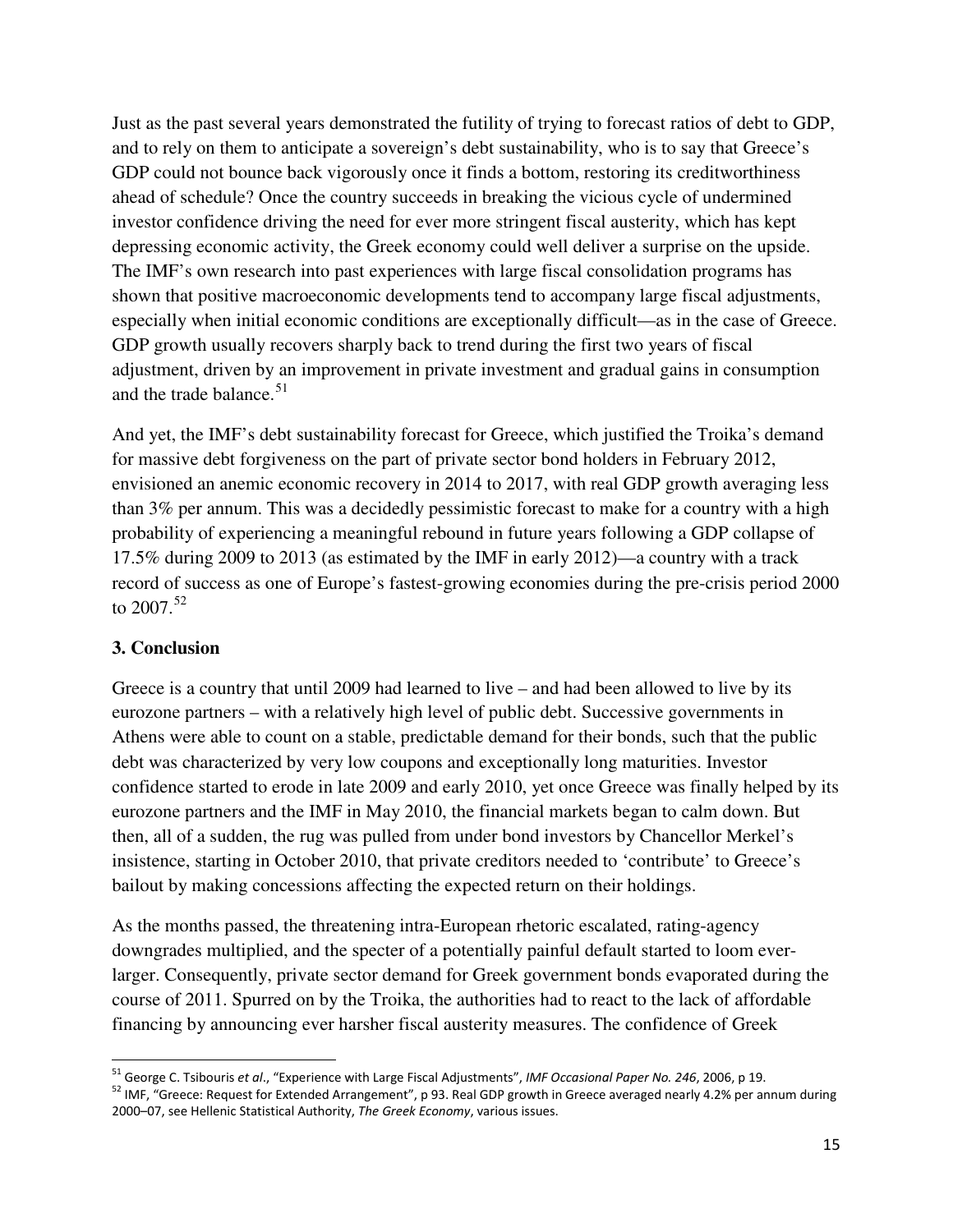Just as the past several years demonstrated the futility of trying to forecast ratios of debt to GDP, and to rely on them to anticipate a sovereign's debt sustainability, who is to say that Greece's GDP could not bounce back vigorously once it finds a bottom, restoring its creditworthiness ahead of schedule? Once the country succeeds in breaking the vicious cycle of undermined investor confidence driving the need for ever more stringent fiscal austerity, which has kept depressing economic activity, the Greek economy could well deliver a surprise on the upside. The IMF's own research into past experiences with large fiscal consolidation programs has shown that positive macroeconomic developments tend to accompany large fiscal adjustments, especially when initial economic conditions are exceptionally difficult—as in the case of Greece. GDP growth usually recovers sharply back to trend during the first two years of fiscal adjustment, driven by an improvement in private investment and gradual gains in consumption and the trade balance.[51]

And yet, the IMF's debt sustainability forecast for Greece, which justified the Troika's demand for massive debt forgiveness on the part of private sector bond holders in February 2012, envisioned an anemic economic recovery in 2014 to 2017, with real GDP growth averaging less than 3% per annum. This was a decidedly pessimistic forecast to make for a country with a high probability of experiencing a meaningful rebound in future years following a GDP collapse of 17.5% during 2009 to 2013 (as estimated by the IMF in early 2012)—a country with a track record of success as one of Europe's fastest-growing economies during the pre-crisis period 2000 to 2007.[52]

## 3. Conclusion

Greece is a country that until 2009 had learned to live – and had been allowed to live by its eurozone partners – with a relatively high level of public debt. Successive governments in Athens were able to count on a stable, predictable demand for their bonds, such that the public debt was characterized by very low coupons and exceptionally long maturities. Investor confidence started to erode in late 2009 and early 2010, yet once Greece was finally helped by its eurozone partners and the IMF in May 2010, the financial markets began to calm down. But then, all of a sudden, the rug was pulled from under bond investors by Chancellor Merkel's insistence, starting in October 2010, that private creditors needed to 'contribute' to Greece's bailout by making concessions affecting the expected return on their holdings.

As the months passed, the threatening intra-European rhetoric escalated, rating-agency downgrades multiplied, and the specter of a potentially painful default started to loom ever-larger. Consequently, private sector demand for Greek government bonds evaporated during the course of 2011. Spurred on by the Troika, the authorities had to react to the lack of affordable financing by announcing ever harsher fiscal austerity measures. The confidence of Greek

---

[51] George C. Tsibouris *et al*., "Experience with Large Fiscal Adjustments", *IMF Occasional Paper No. 246*, 2006, p 19.

[52] IMF, "Greece: Request for Extended Arrangement", p 93. Real GDP growth in Greece averaged nearly 4.2% per annum during 2000–07, see Hellenic Statistical Authority, *The Greek Economy*, various issues.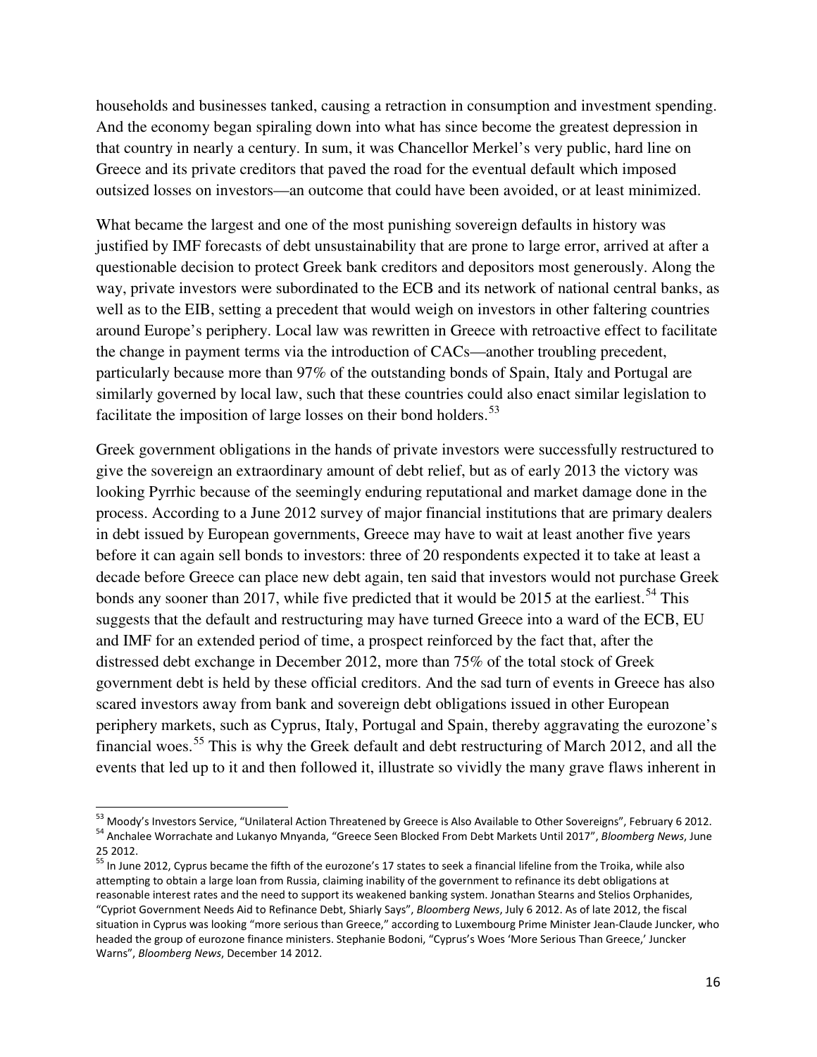households and businesses tanked, causing a retraction in consumption and investment spending. And the economy began spiraling down into what has since become the greatest depression in that country in nearly a century. In sum, it was Chancellor Merkel's very public, hard line on Greece and its private creditors that paved the road for the eventual default which imposed outsized losses on investors—an outcome that could have been avoided, or at least minimized.

What became the largest and one of the most punishing sovereign defaults in history was justified by IMF forecasts of debt unsustainability that are prone to large error, arrived at after a questionable decision to protect Greek bank creditors and depositors most generously. Along the way, private investors were subordinated to the ECB and its network of national central banks, as well as to the EIB, setting a precedent that would weigh on investors in other faltering countries around Europe's periphery. Local law was rewritten in Greece with retroactive effect to facilitate the change in payment terms via the introduction of CACs—another troubling precedent, particularly because more than 97% of the outstanding bonds of Spain, Italy and Portugal are similarly governed by local law, such that these countries could also enact similar legislation to facilitate the imposition of large losses on their bond holders.[53]

Greek government obligations in the hands of private investors were successfully restructured to give the sovereign an extraordinary amount of debt relief, but as of early 2013 the victory was looking Pyrrhic because of the seemingly enduring reputational and market damage done in the process. According to a June 2012 survey of major financial institutions that are primary dealers in debt issued by European governments, Greece may have to wait at least another five years before it can again sell bonds to investors: three of 20 respondents expected it to take at least a decade before Greece can place new debt again, ten said that investors would not purchase Greek bonds any sooner than 2017, while five predicted that it would be 2015 at the earliest.[54] This suggests that the default and restructuring may have turned Greece into a ward of the ECB, EU and IMF for an extended period of time, a prospect reinforced by the fact that, after the distressed debt exchange in December 2012, more than 75% of the total stock of Greek government debt is held by these official creditors. And the sad turn of events in Greece has also scared investors away from bank and sovereign debt obligations issued in other European periphery markets, such as Cyprus, Italy, Portugal and Spain, thereby aggravating the eurozone's financial woes.[55] This is why the Greek default and debt restructuring of March 2012, and all the events that led up to it and then followed it, illustrate so vividly the many grave flaws inherent in

---

[53] Moody's Investors Service, "Unilateral Action Threatened by Greece is Also Available to Other Sovereigns", February 6 2012.

[54] Anchalee Worrachate and Lukanyo Mnyanda, "Greece Seen Blocked From Debt Markets Until 2017", *Bloomberg News*, June 25 2012.

[55] In June 2012, Cyprus became the fifth of the eurozone's 17 states to seek a financial lifeline from the Troika, while also attempting to obtain a large loan from Russia, claiming inability of the government to refinance its debt obligations at reasonable interest rates and the need to support its weakened banking system. Jonathan Stearns and Stelios Orphanides, "Cypriot Government Needs Aid to Refinance Debt, Shiarly Says", *Bloomberg News*, July 6 2012. As of late 2012, the fiscal situation in Cyprus was looking "more serious than Greece," according to Luxembourg Prime Minister Jean-Claude Juncker, who headed the group of eurozone finance ministers. Stephanie Bodoni, "Cyprus's Woes 'More Serious Than Greece,' Juncker Warns", *Bloomberg News*, December 14 2012.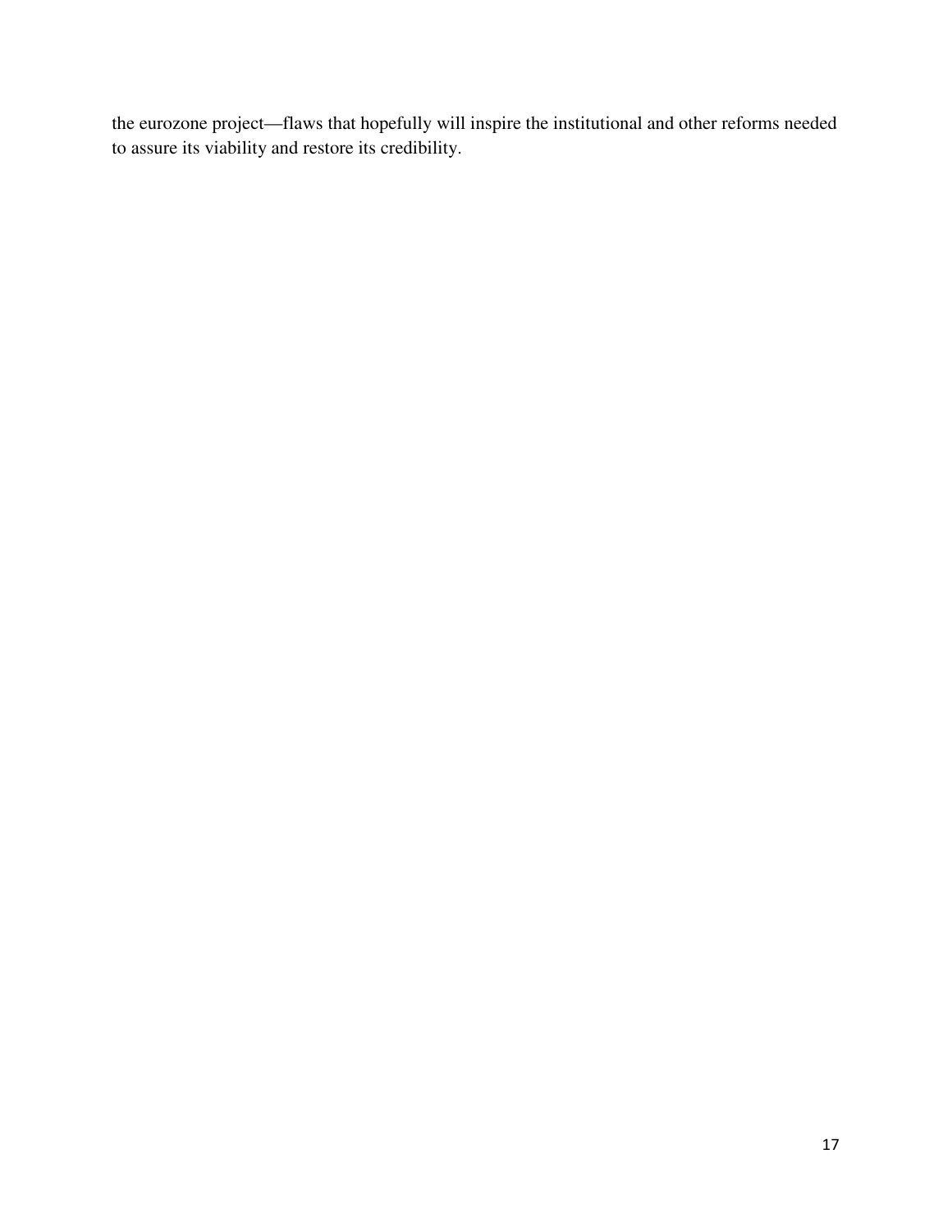the eurozone project—flaws that hopefully will inspire the institutional and other reforms needed to assure its viability and restore its credibility.